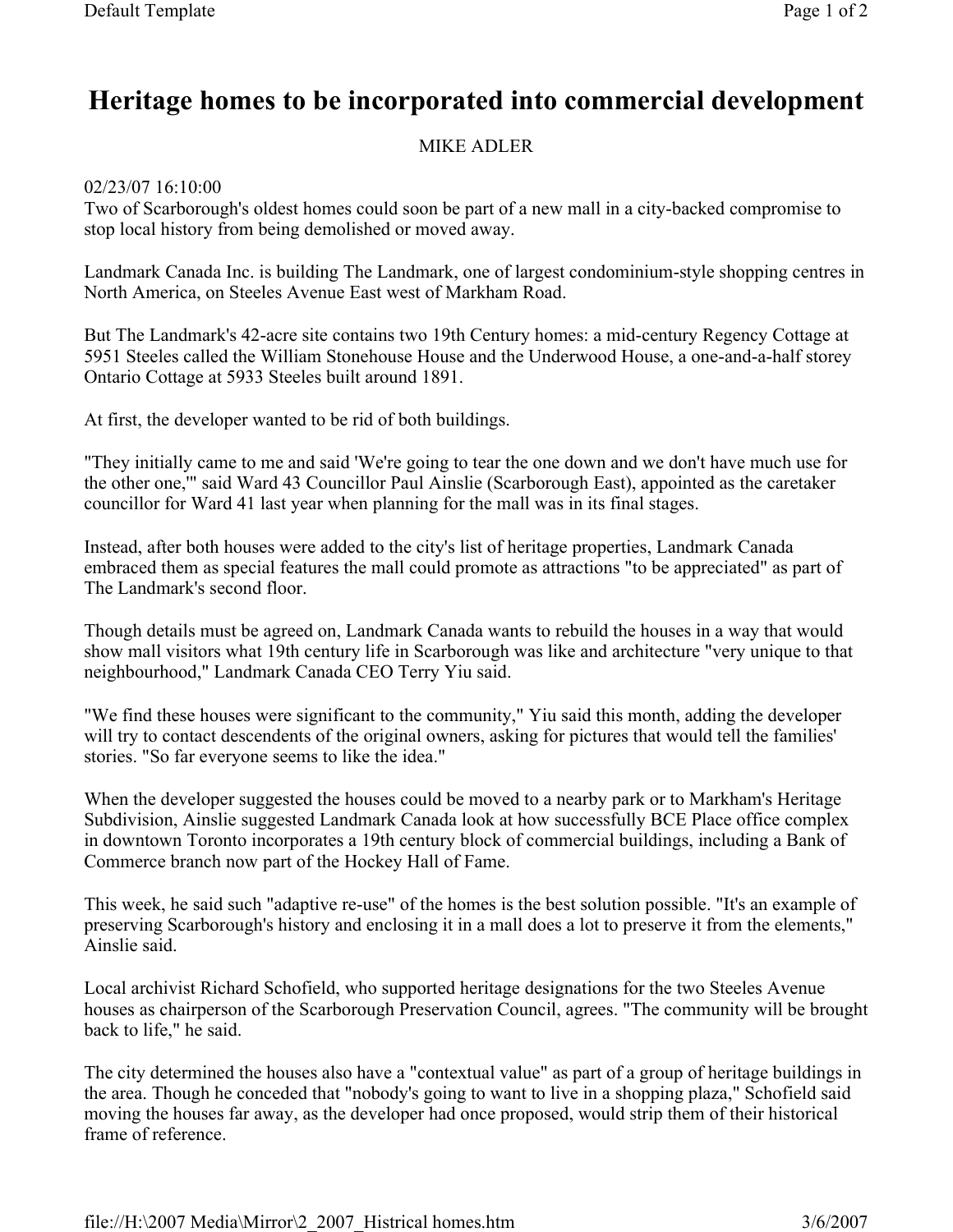# Heritage homes to be incorporated into commercial development

MIKE ADLER

02/23/07 16:10:00

Two of Scarborough's oldest homes could soon be part of a new mall in a city-backed compromise to stop local history from being demolished or moved away.

Landmark Canada Inc. is building The Landmark, one of largest condominium-style shopping centres in North America, on Steeles Avenue East west of Markham Road.

But The Landmark's 42-acre site contains two 19th Century homes: a mid-century Regency Cottage at 5951 Steeles called the William Stonehouse House and the Underwood House, a one-and-a-half storey Ontario Cottage at 5933 Steeles built around 1891.

At first, the developer wanted to be rid of both buildings.

"They initially came to me and said 'We're going to tear the one down and we don't have much use for the other one,'" said Ward 43 Councillor Paul Ainslie (Scarborough East), appointed as the caretaker councillor for Ward 41 last year when planning for the mall was in its final stages.

Instead, after both houses were added to the city's list of heritage properties, Landmark Canada embraced them as special features the mall could promote as attractions "to be appreciated" as part of The Landmark's second floor.

Though details must be agreed on, Landmark Canada wants to rebuild the houses in a way that would show mall visitors what 19th century life in Scarborough was like and architecture "very unique to that neighbourhood," Landmark Canada CEO Terry Yiu said.

"We find these houses were significant to the community," Yiu said this month, adding the developer will try to contact descendents of the original owners, asking for pictures that would tell the families' stories. "So far everyone seems to like the idea."

When the developer suggested the houses could be moved to a nearby park or to Markham's Heritage Subdivision, Ainslie suggested Landmark Canada look at how successfully BCE Place office complex in downtown Toronto incorporates a 19th century block of commercial buildings, including a Bank of Commerce branch now part of the Hockey Hall of Fame.

This week, he said such "adaptive re-use" of the homes is the best solution possible. "It's an example of preserving Scarborough's history and enclosing it in a mall does a lot to preserve it from the elements," Ainslie said.

Local archivist Richard Schofield, who supported heritage designations for the two Steeles Avenue houses as chairperson of the Scarborough Preservation Council, agrees. "The community will be brought back to life," he said.

The city determined the houses also have a "contextual value" as part of a group of heritage buildings in the area. Though he conceded that "nobody's going to want to live in a shopping plaza," Schofield said moving the houses far away, as the developer had once proposed, would strip them of their historical frame of reference.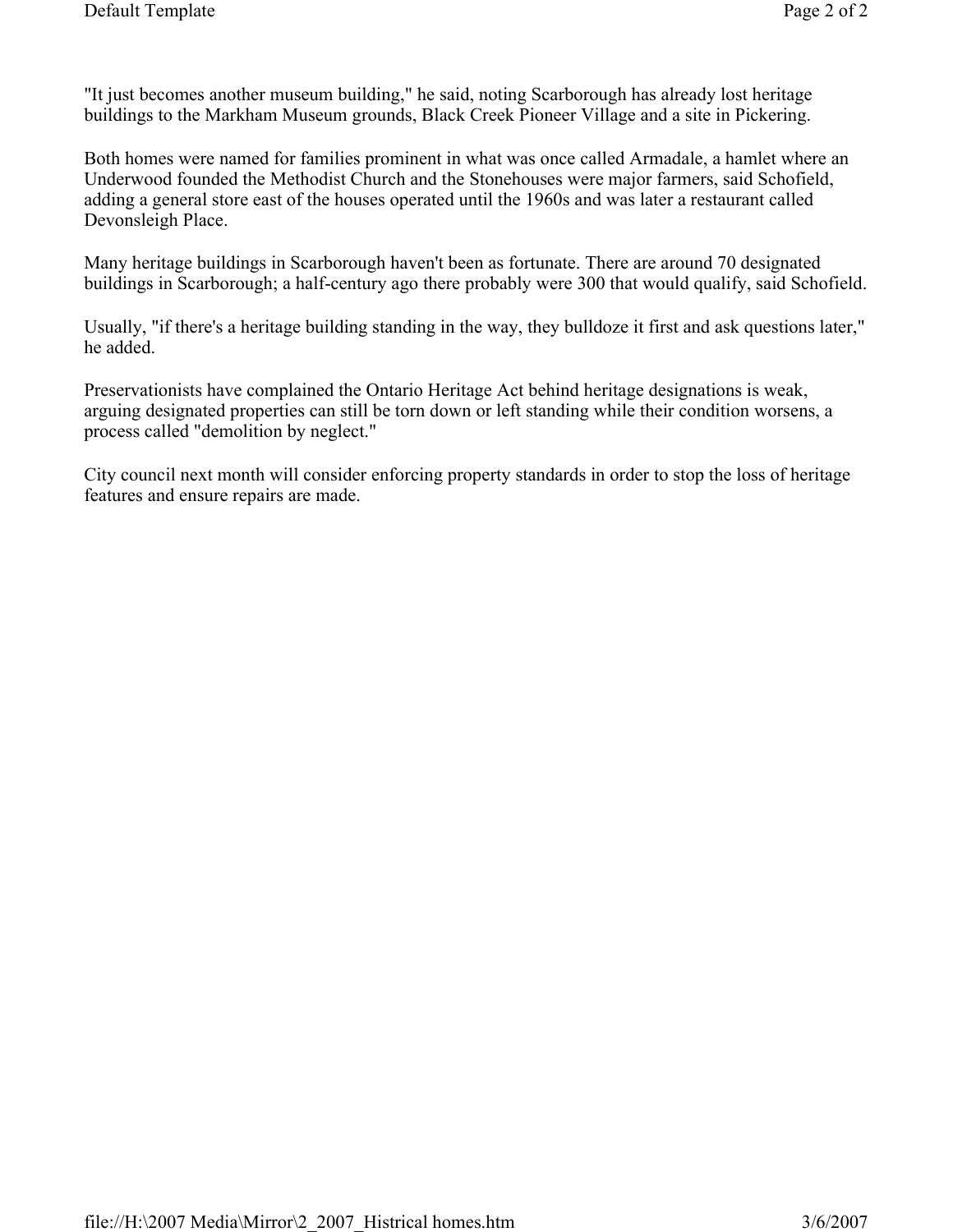"It just becomes another museum building," he said, noting Scarborough has already lost heritage buildings to the Markham Museum grounds, Black Creek Pioneer Village and a site in Pickering.

Both homes were named for families prominent in what was once called Armadale, a hamlet where an Underwood founded the Methodist Church and the Stonehouses were major farmers, said Schofield, adding a general store east of the houses operated until the 1960s and was later a restaurant called Devonsleigh Place.

Many heritage buildings in Scarborough haven't been as fortunate. There are around 70 designated buildings in Scarborough; a half-century ago there probably were 300 that would qualify, said Schofield.

Usually, "if there's a heritage building standing in the way, they bulldoze it first and ask questions later," he added.

Preservationists have complained the Ontario Heritage Act behind heritage designations is weak, arguing designated properties can still be torn down or left standing while their condition worsens, a process called "demolition by neglect."

City council next month will consider enforcing property standards in order to stop the loss of heritage features and ensure repairs are made.